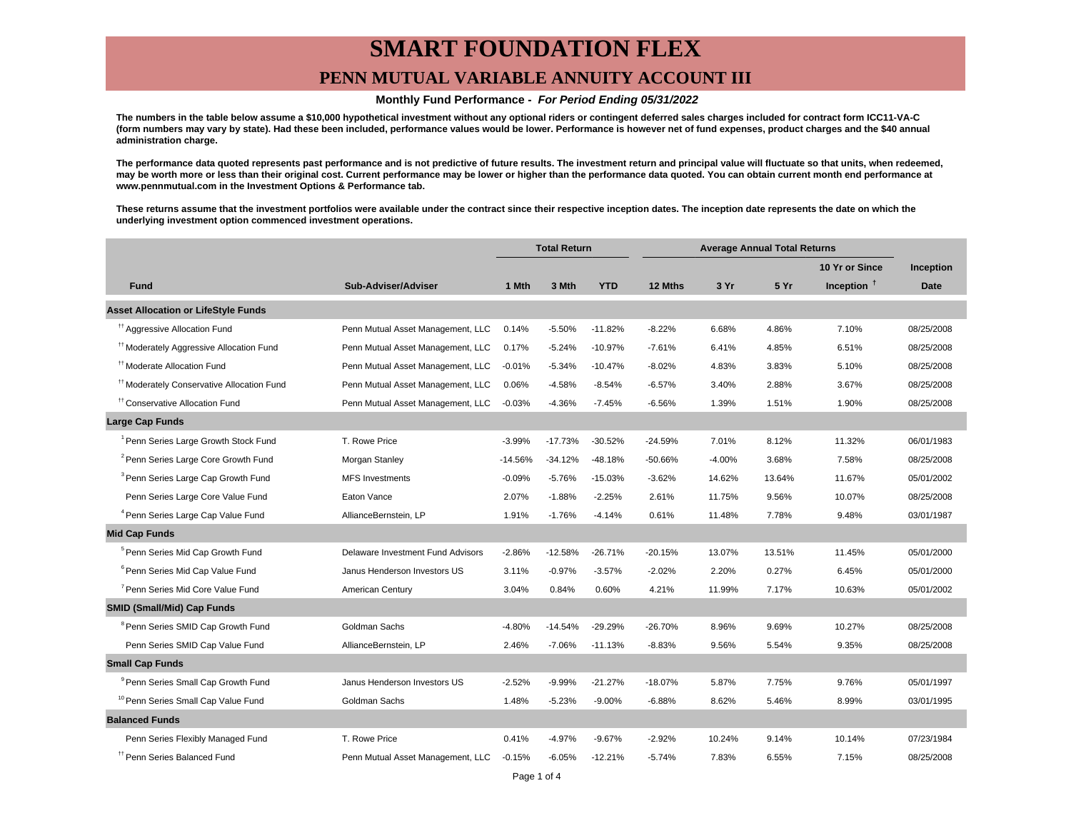# SMART FOUNDATION FLEX

## PENN MUTUAL VARIABLE ANNUITY ACCOUNT III

**Monthly Fund Performance -** ***For Period Ending 05/31/2022***

**The numbers in the table below assume a $10,000 hypothetical investment without any optional riders or contingent deferred sales charges included for contract form ICC11-VA-C (form numbers may vary by state). Had these been included, performance values would be lower. Performance is however net of fund expenses, product charges and the $40 annual administration charge.**

**The performance data quoted represents past performance and is not predictive of future results. The investment return and principal value will fluctuate so that units, when redeemed, may be worth more or less than their original cost. Current performance may be lower or higher than the performance data quoted. You can obtain current month end performance at www.pennmutual.com in the Investment Options & Performance tab.**

**These returns assume that the investment portfolios were available under the contract since their respective inception dates. The inception date represents the date on which the underlying investment option commenced investment operations.**

| Fund | Sub-Adviser/Adviser | Total Return | | | Average Annual Total Returns | | | | Inception |
|---|---|---|---|---|---|---|---|---|---|
| | | 1 Mth | 3 Mth | YTD | 12 Mths | 3 Yr | 5 Yr | 10 Yr or Since Inception † | Date |
| **Asset Allocation or LifeStyle Funds** | | | | | | | | | |
| †† Aggressive Allocation Fund | Penn Mutual Asset Management, LLC | 0.14% | -5.50% | -11.82% | -8.22% | 6.68% | 4.86% | 7.10% | 08/25/2008 |
| †† Moderately Aggressive Allocation Fund | Penn Mutual Asset Management, LLC | 0.17% | -5.24% | -10.97% | -7.61% | 6.41% | 4.85% | 6.51% | 08/25/2008 |
| †† Moderate Allocation Fund | Penn Mutual Asset Management, LLC | -0.01% | -5.34% | -10.47% | -8.02% | 4.83% | 3.83% | 5.10% | 08/25/2008 |
| †† Moderately Conservative Allocation Fund | Penn Mutual Asset Management, LLC | 0.06% | -4.58% | -8.54% | -6.57% | 3.40% | 2.88% | 3.67% | 08/25/2008 |
| †† Conservative Allocation Fund | Penn Mutual Asset Management, LLC | -0.03% | -4.36% | -7.45% | -6.56% | 1.39% | 1.51% | 1.90% | 08/25/2008 |
| **Large Cap Funds** | | | | | | | | | |
| [1] Penn Series Large Growth Stock Fund | T. Rowe Price | -3.99% | -17.73% | -30.52% | -24.59% | 7.01% | 8.12% | 11.32% | 06/01/1983 |
| [2] Penn Series Large Core Growth Fund | Morgan Stanley | -14.56% | -34.12% | -48.18% | -50.66% | -4.00% | 3.68% | 7.58% | 08/25/2008 |
| [3] Penn Series Large Cap Growth Fund | MFS Investments | -0.09% | -5.76% | -15.03% | -3.62% | 14.62% | 13.64% | 11.67% | 05/01/2002 |
| Penn Series Large Core Value Fund | Eaton Vance | 2.07% | -1.88% | -2.25% | 2.61% | 11.75% | 9.56% | 10.07% | 08/25/2008 |
| [4] Penn Series Large Cap Value Fund | AllianceBernstein, LP | 1.91% | -1.76% | -4.14% | 0.61% | 11.48% | 7.78% | 9.48% | 03/01/1987 |
| **Mid Cap Funds** | | | | | | | | | |
| [5] Penn Series Mid Cap Growth Fund | Delaware Investment Fund Advisors | -2.86% | -12.58% | -26.71% | -20.15% | 13.07% | 13.51% | 11.45% | 05/01/2000 |
| [6] Penn Series Mid Cap Value Fund | Janus Henderson Investors US | 3.11% | -0.97% | -3.57% | -2.02% | 2.20% | 0.27% | 6.45% | 05/01/2000 |
| [7] Penn Series Mid Core Value Fund | American Century | 3.04% | 0.84% | 0.60% | 4.21% | 11.99% | 7.17% | 10.63% | 05/01/2002 |
| **SMID (Small/Mid) Cap Funds** | | | | | | | | | |
| [8] Penn Series SMID Cap Growth Fund | Goldman Sachs | -4.80% | -14.54% | -29.29% | -26.70% | 8.96% | 9.69% | 10.27% | 08/25/2008 |
| Penn Series SMID Cap Value Fund | AllianceBernstein, LP | 2.46% | -7.06% | -11.13% | -8.83% | 9.56% | 5.54% | 9.35% | 08/25/2008 |
| **Small Cap Funds** | | | | | | | | | |
| [9] Penn Series Small Cap Growth Fund | Janus Henderson Investors US | -2.52% | -9.99% | -21.27% | -18.07% | 5.87% | 7.75% | 9.76% | 05/01/1997 |
| [10] Penn Series Small Cap Value Fund | Goldman Sachs | 1.48% | -5.23% | -9.00% | -6.88% | 8.62% | 5.46% | 8.99% | 03/01/1995 |
| **Balanced Funds** | | | | | | | | | |
| Penn Series Flexibly Managed Fund | T. Rowe Price | 0.41% | -4.97% | -9.67% | -2.92% | 10.24% | 9.14% | 10.14% | 07/23/1984 |
| †† Penn Series Balanced Fund | Penn Mutual Asset Management, LLC | -0.15% | -6.05% | -12.21% | -5.74% | 7.83% | 6.55% | 7.15% | 08/25/2008 |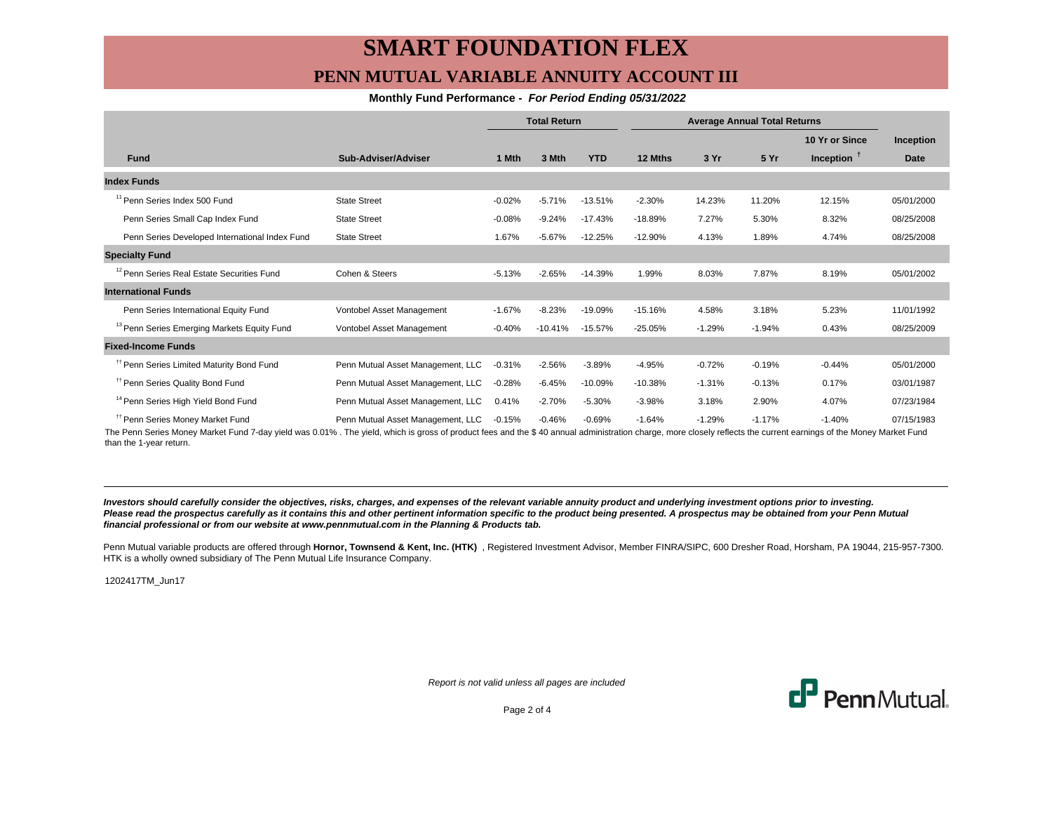# SMART FOUNDATION FLEX

## PENN MUTUAL VARIABLE ANNUITY ACCOUNT III

**Monthly Fund Performance -** ***For Period Ending 05/31/2022***

| | | Total Return | | | Average Annual Total Returns | | | | |
|---|---|---|---|---|---|---|---|---|---|
| **Fund** | **Sub-Adviser/Adviser** | **1 Mth** | **3 Mth** | **YTD** | **12 Mths** | **3 Yr** | **5 Yr** | **10 Yr or Since Inception** † | **Inception Date** |
| **Index Funds** | | | | | | | | | |
| [11] Penn Series Index 500 Fund | State Street | -0.02% | -5.71% | -13.51% | -2.30% | 14.23% | 11.20% | 12.15% | 05/01/2000 |
| Penn Series Small Cap Index Fund | State Street | -0.08% | -9.24% | -17.43% | -18.89% | 7.27% | 5.30% | 8.32% | 08/25/2008 |
| Penn Series Developed International Index Fund | State Street | 1.67% | -5.67% | -12.25% | -12.90% | 4.13% | 1.89% | 4.74% | 08/25/2008 |
| **Specialty Fund** | | | | | | | | | |
| [12] Penn Series Real Estate Securities Fund | Cohen & Steers | -5.13% | -2.65% | -14.39% | 1.99% | 8.03% | 7.87% | 8.19% | 05/01/2002 |
| **International Funds** | | | | | | | | | |
| Penn Series International Equity Fund | Vontobel Asset Management | -1.67% | -8.23% | -19.09% | -15.16% | 4.58% | 3.18% | 5.23% | 11/01/1992 |
| [13] Penn Series Emerging Markets Equity Fund | Vontobel Asset Management | -0.40% | -10.41% | -15.57% | -25.05% | -1.29% | -1.94% | 0.43% | 08/25/2009 |
| **Fixed-Income Funds** | | | | | | | | | |
| †† Penn Series Limited Maturity Bond Fund | Penn Mutual Asset Management, LLC | -0.31% | -2.56% | -3.89% | -4.95% | -0.72% | -0.19% | -0.44% | 05/01/2000 |
| †† Penn Series Quality Bond Fund | Penn Mutual Asset Management, LLC | -0.28% | -6.45% | -10.09% | -10.38% | -1.31% | -0.13% | 0.17% | 03/01/1987 |
| [14] Penn Series High Yield Bond Fund | Penn Mutual Asset Management, LLC | 0.41% | -2.70% | -5.30% | -3.98% | 3.18% | 2.90% | 4.07% | 07/23/1984 |
| †† Penn Series Money Market Fund | Penn Mutual Asset Management, LLC | -0.15% | -0.46% | -0.69% | -1.64% | -1.29% | -1.17% | -1.40% | 07/15/1983 |

The Penn Series Money Market Fund 7-day yield was 0.01% . The yield, which is gross of product fees and the $ 40 annual administration charge, more closely reflects the current earnings of the Money Market Fund than the 1-year return.

***Investors should carefully consider the objectives, risks, charges, and expenses of the relevant variable annuity product and underlying investment options prior to investing. Please read the prospectus carefully as it contains this and other pertinent information specific to the product being presented. A prospectus may be obtained from your Penn Mutual financial professional or from our website at www.pennmutual.com in the Planning & Products tab.***

Penn Mutual variable products are offered through **Hornor, Townsend & Kent, Inc. (HTK)** , Registered Investment Advisor, Member FINRA/SIPC, 600 Dresher Road, Horsham, PA 19044, 215-957-7300. HTK is a wholly owned subsidiary of The Penn Mutual Life Insurance Company.

1202417TM_Jun17

*Report is not valid unless all pages are included*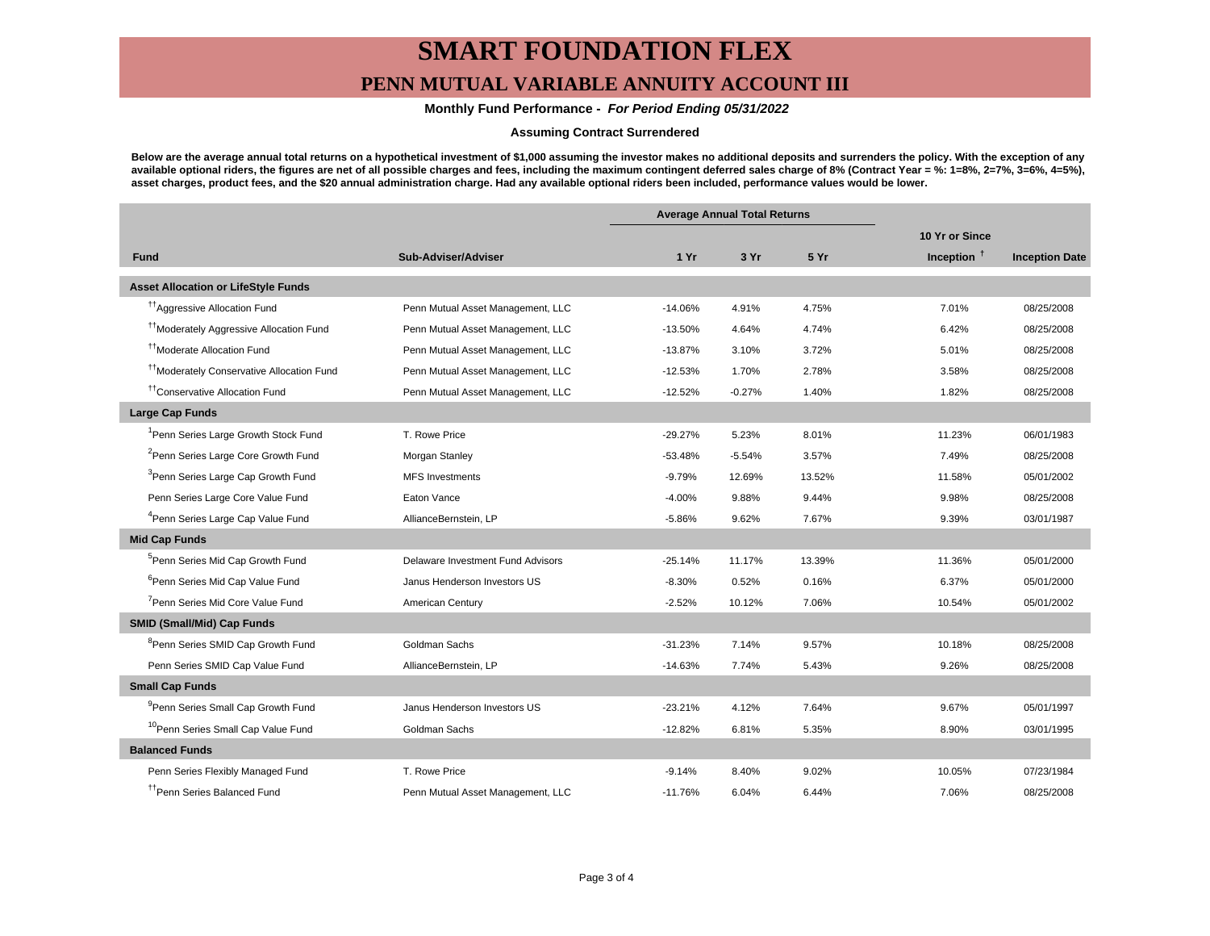# SMART FOUNDATION FLEX

## PENN MUTUAL VARIABLE ANNUITY ACCOUNT III

**Monthly Fund Performance -** ***For Period Ending 05/31/2022***

**Assuming Contract Surrendered**

**Below are the average annual total returns on a hypothetical investment of $1,000 assuming the investor makes no additional deposits and surrenders the policy. With the exception of any available optional riders, the figures are net of all possible charges and fees, including the maximum contingent deferred sales charge of 8% (Contract Year = %: 1=8%, 2=7%, 3=6%, 4=5%), asset charges, product fees, and the $20 annual administration charge. Had any available optional riders been included, performance values would be lower.**

| | | Average Annual Total Returns | | | | |
|---|---|---|---|---|---|---|
| **Fund** | **Sub-Adviser/Adviser** | **1 Yr** | **3 Yr** | **5 Yr** | **10 Yr or Since Inception †** | **Inception Date** |
| **Asset Allocation or LifeStyle Funds** | | | | | | |
| [††]Aggressive Allocation Fund | Penn Mutual Asset Management, LLC | -14.06% | 4.91% | 4.75% | 7.01% | 08/25/2008 |
| [††]Moderately Aggressive Allocation Fund | Penn Mutual Asset Management, LLC | -13.50% | 4.64% | 4.74% | 6.42% | 08/25/2008 |
| [††]Moderate Allocation Fund | Penn Mutual Asset Management, LLC | -13.87% | 3.10% | 3.72% | 5.01% | 08/25/2008 |
| [††]Moderately Conservative Allocation Fund | Penn Mutual Asset Management, LLC | -12.53% | 1.70% | 2.78% | 3.58% | 08/25/2008 |
| [††]Conservative Allocation Fund | Penn Mutual Asset Management, LLC | -12.52% | -0.27% | 1.40% | 1.82% | 08/25/2008 |
| **Large Cap Funds** | | | | | | |
| [1]Penn Series Large Growth Stock Fund | T. Rowe Price | -29.27% | 5.23% | 8.01% | 11.23% | 06/01/1983 |
| [2]Penn Series Large Core Growth Fund | Morgan Stanley | -53.48% | -5.54% | 3.57% | 7.49% | 08/25/2008 |
| [3]Penn Series Large Cap Growth Fund | MFS Investments | -9.79% | 12.69% | 13.52% | 11.58% | 05/01/2002 |
| Penn Series Large Core Value Fund | Eaton Vance | -4.00% | 9.88% | 9.44% | 9.98% | 08/25/2008 |
| [4]Penn Series Large Cap Value Fund | AllianceBernstein, LP | -5.86% | 9.62% | 7.67% | 9.39% | 03/01/1987 |
| **Mid Cap Funds** | | | | | | |
| [5]Penn Series Mid Cap Growth Fund | Delaware Investment Fund Advisors | -25.14% | 11.17% | 13.39% | 11.36% | 05/01/2000 |
| [6]Penn Series Mid Cap Value Fund | Janus Henderson Investors US | -8.30% | 0.52% | 0.16% | 6.37% | 05/01/2000 |
| [7]Penn Series Mid Core Value Fund | American Century | -2.52% | 10.12% | 7.06% | 10.54% | 05/01/2002 |
| **SMID (Small/Mid) Cap Funds** | | | | | | |
| [8]Penn Series SMID Cap Growth Fund | Goldman Sachs | -31.23% | 7.14% | 9.57% | 10.18% | 08/25/2008 |
| Penn Series SMID Cap Value Fund | AllianceBernstein, LP | -14.63% | 7.74% | 5.43% | 9.26% | 08/25/2008 |
| **Small Cap Funds** | | | | | | |
| [9]Penn Series Small Cap Growth Fund | Janus Henderson Investors US | -23.21% | 4.12% | 7.64% | 9.67% | 05/01/1997 |
| [10]Penn Series Small Cap Value Fund | Goldman Sachs | -12.82% | 6.81% | 5.35% | 8.90% | 03/01/1995 |
| **Balanced Funds** | | | | | | |
| Penn Series Flexibly Managed Fund | T. Rowe Price | -9.14% | 8.40% | 9.02% | 10.05% | 07/23/1984 |
| [††]Penn Series Balanced Fund | Penn Mutual Asset Management, LLC | -11.76% | 6.04% | 6.44% | 7.06% | 08/25/2008 |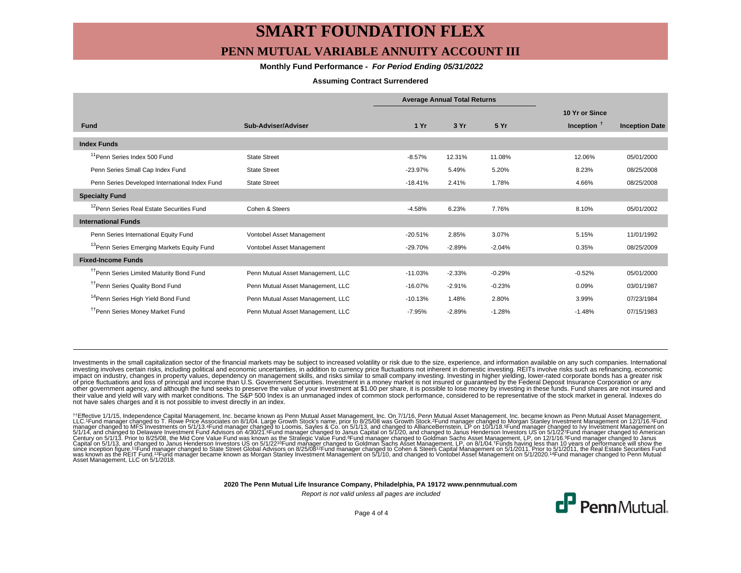# SMART FOUNDATION FLEX

## PENN MUTUAL VARIABLE ANNUITY ACCOUNT III

**Monthly Fund Performance -** ***For Period Ending 05/31/2022***

**Assuming Contract Surrendered**

| Fund | Sub-Adviser/Adviser | Average Annual Total Returns | | | | |
|---|---|---|---|---|---|---|
| | | 1 Yr | 3 Yr | 5 Yr | 10 Yr or Since Inception † | Inception Date |
| **Index Funds** | | | | | | |
| [11]Penn Series Index 500 Fund | State Street | -8.57% | 12.31% | 11.08% | 12.06% | 05/01/2000 |
| Penn Series Small Cap Index Fund | State Street | -23.97% | 5.49% | 5.20% | 8.23% | 08/25/2008 |
| Penn Series Developed International Index Fund | State Street | -18.41% | 2.41% | 1.78% | 4.66% | 08/25/2008 |
| **Specialty Fund** | | | | | | |
| [12]Penn Series Real Estate Securities Fund | Cohen & Steers | -4.58% | 6.23% | 7.76% | 8.10% | 05/01/2002 |
| **International Funds** | | | | | | |
| Penn Series International Equity Fund | Vontobel Asset Management | -20.51% | 2.85% | 3.07% | 5.15% | 11/01/1992 |
| [13]Penn Series Emerging Markets Equity Fund | Vontobel Asset Management | -29.70% | -2.89% | -2.04% | 0.35% | 08/25/2009 |
| **Fixed-Income Funds** | | | | | | |
| [††]Penn Series Limited Maturity Bond Fund | Penn Mutual Asset Management, LLC | -11.03% | -2.33% | -0.29% | -0.52% | 05/01/2000 |
| [††]Penn Series Quality Bond Fund | Penn Mutual Asset Management, LLC | -16.07% | -2.91% | -0.23% | 0.09% | 03/01/1987 |
| [14]Penn Series High Yield Bond Fund | Penn Mutual Asset Management, LLC | -10.13% | 1.48% | 2.80% | 3.99% | 07/23/1984 |
| [††]Penn Series Money Market Fund | Penn Mutual Asset Management, LLC | -7.95% | -2.89% | -1.28% | -1.48% | 07/15/1983 |

Investments in the small capitalization sector of the financial markets may be subject to increased volatility or risk due to the size, experience, and information available on any such companies. International investing involves certain risks, including political and economic uncertainties, in addition to currency price fluctuations not inherent in domestic investing. REITs involve risks such as refinancing, economic impact on industry, changes in property values, dependency on management skills, and risks similar to small company investing. Investing in higher yielding, lower-rated corporate bonds has a greater risk of price fluctuations and loss of principal and income than U.S. Government Securities. Investment in a money market is not insured or guaranteed by the Federal Deposit Insurance Corporation or any other government agency, and although the fund seeks to preserve the value of your investment at $1.00 per share, it is possible to lose money by investing in these funds. Fund shares are not insured and their value and yield will vary with market conditions. The S&P 500 Index is an unmanaged index of common stock performance, considered to be representative of the stock market in general. Indexes do not have sales charges and it is not possible to invest directly in an index.

[††]Effective 1/1/15, Independence Capital Management, Inc. became known as Penn Mutual Asset Management, Inc. On 7/1/16, Penn Mutual Asset Management, Inc. became known as Penn Mutual Asset Management, LLC.[1]Fund manager changed to T. Rowe Price Associates on 8/1/04. Large Growth Stock's name, prior to 8/25/08 was Growth Stock.[2]Fund manager changed to Morgan Stanley Investment Management on 12/1/16.[3]Fund manager changed to MFS Investments on 5/1/13.[4]Fund manager changed to Loomis, Sayles & Co. on 5/1/13, and changed to AllianceBernstein, LP on 10/1/18.[5]Fund manager changed to Ivy Investment Management on 5/1/14, and changed to Delaware Investment Fund Advisors on 4/30/21.[6]Fund manager changed to Janus Capital on 5/1/20, and changed to Janus Henderson Investors US on 5/1/22[7]Fund manager changed to American Century on 5/1/13. Prior to 8/25/08, the Mid Core Value Fund was known as the Strategic Value Fund.[8]Fund manager changed to Goldman Sachs Asset Management, LP, on 12/1/16.[9]Fund manager changed to Janus Capital on 5/1/13, and changed to Janus Henderson Investors US on 5/1/22[10]Fund manager changed to Goldman Sachs Asset Management, LP, on 8/1/04.[†]Funds having less than 10 years of performance will show the since inception figure.[11]Fund manager changed to State Street Global Advisors on 8/25/08[12]Fund manager changed to Cohen & Steers Capital Management on 5/1/2011. Prior to 5/1/2011, the Real Estate Securities Fund was known as the REIT Fund.[13]Fund manager became known as Morgan Stanley Investment Management on 5/1/10, and changed to Vontobel Asset Management on 5/1/2020.[14]Fund manager changed to Penn Mutual Asset Management, LLC on 5/1/2018.

**2020 The Penn Mutual Life Insurance Company, Philadelphia, PA 19172 www.pennmutual.com**

*Report is not valid unless all pages are included*

Penn Mutual